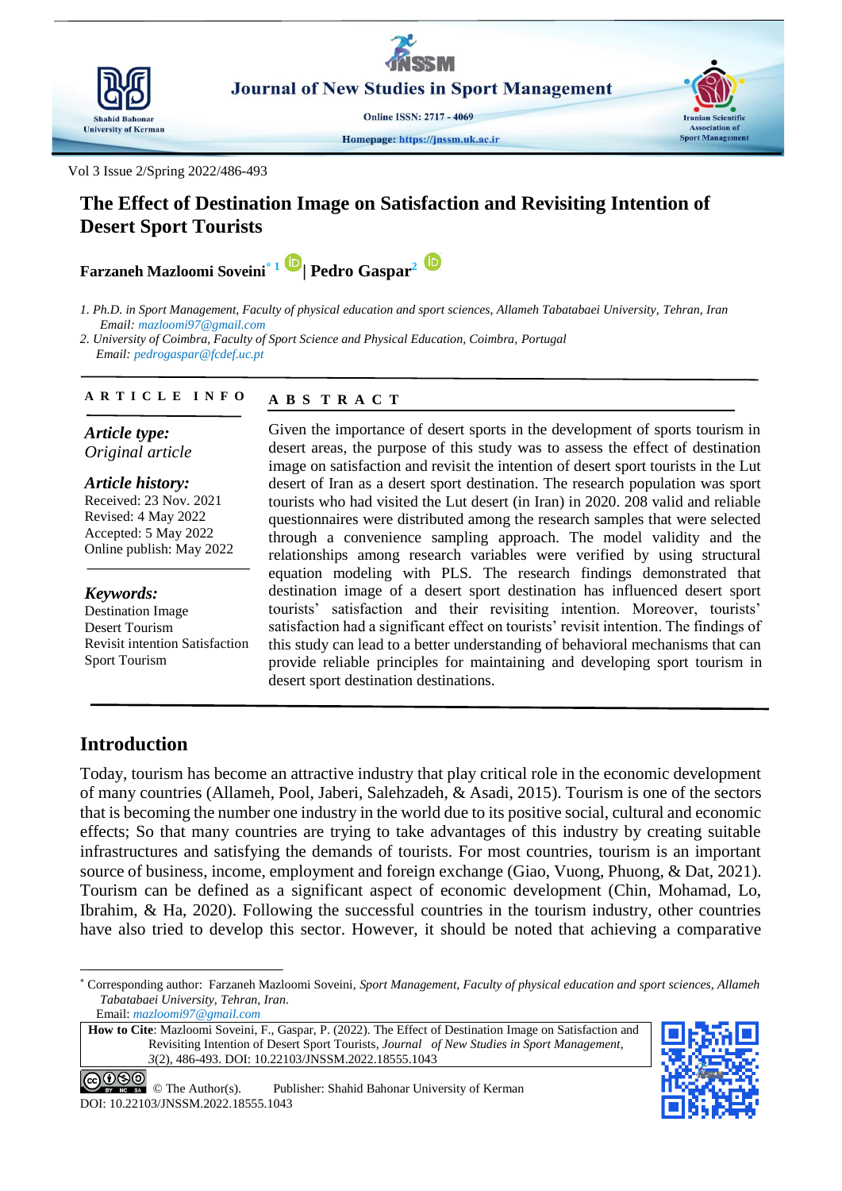# The Effect of Destination Image on Satisfaction and Revisiting Intention of Desert Sport Tourists

**Farzaneh Mazloomi Soveini**[*1] **| Pedro Gaspar**[2]

1. *Ph.D. in Sport Management, Faculty of physical education and sport sciences, Allameh Tabatabaei University, Tehran, Iran*
   *Email: mazloomi97@gmail.com*
2. *University of Coimbra, Faculty of Sport Science and Physical Education, Coimbra, Portugal*
   *Email: pedrogaspar@fcdef.uc.pt*

**ARTICLE INFO**

***Article type:***
*Original article*

***Article history:***
Received: 23 Nov. 2021
Revised: 4 May 2022
Accepted: 5 May 2022
Online publish: May 2022

***Keywords:***
Destination Image
Desert Tourism
Revisit intention Satisfaction
Sport Tourism

**ABSTRACT**

Given the importance of desert sports in the development of sports tourism in desert areas, the purpose of this study was to assess the effect of destination image on satisfaction and revisit the intention of desert sport tourists in the Lut desert of Iran as a desert sport destination. The research population was sport tourists who had visited the Lut desert (in Iran) in 2020. 208 valid and reliable questionnaires were distributed among the research samples that were selected through a convenience sampling approach. The model validity and the relationships among research variables were verified by using structural equation modeling with PLS. The research findings demonstrated that destination image of a desert sport destination has influenced desert sport tourists' satisfaction and their revisiting intention. Moreover, tourists' satisfaction had a significant effect on tourists' revisit intention. The findings of this study can lead to a better understanding of behavioral mechanisms that can provide reliable principles for maintaining and developing sport tourism in desert sport destination destinations.

## Introduction

Today, tourism has become an attractive industry that play critical role in the economic development of many countries (Allameh, Pool, Jaberi, Salehzadeh, & Asadi, 2015). Tourism is one of the sectors that is becoming the number one industry in the world due to its positive social, cultural and economic effects; So that many countries are trying to take advantages of this industry by creating suitable infrastructures and satisfying the demands of tourists. For most countries, tourism is an important source of business, income, employment and foreign exchange (Giao, Vuong, Phuong, & Dat, 2021). Tourism can be defined as a significant aspect of economic development (Chin, Mohamad, Lo, Ibrahim, & Ha, 2020). Following the successful countries in the tourism industry, other countries have also tried to develop this sector. However, it should be noted that achieving a comparative

---

[*] Corresponding author: Farzaneh Mazloomi Soveini, *Sport Management, Faculty of physical education and sport sciences, Allameh Tabatabaei University, Tehran, Iran.*
Email: *mazloomi97@gmail.com*

**How to Cite**: Mazloomi Soveini, F., Gaspar, P. (2022). The Effect of Destination Image on Satisfaction and Revisiting Intention of Desert Sport Tourists, *Journal of New Studies in Sport Management*, *3*(2), 486-493. DOI: 10.22103/JNSSM.2022.18555.1043

© The Author(s). Publisher: Shahid Bahonar University of Kerman
DOI: 10.22103/JNSSM.2022.18555.1043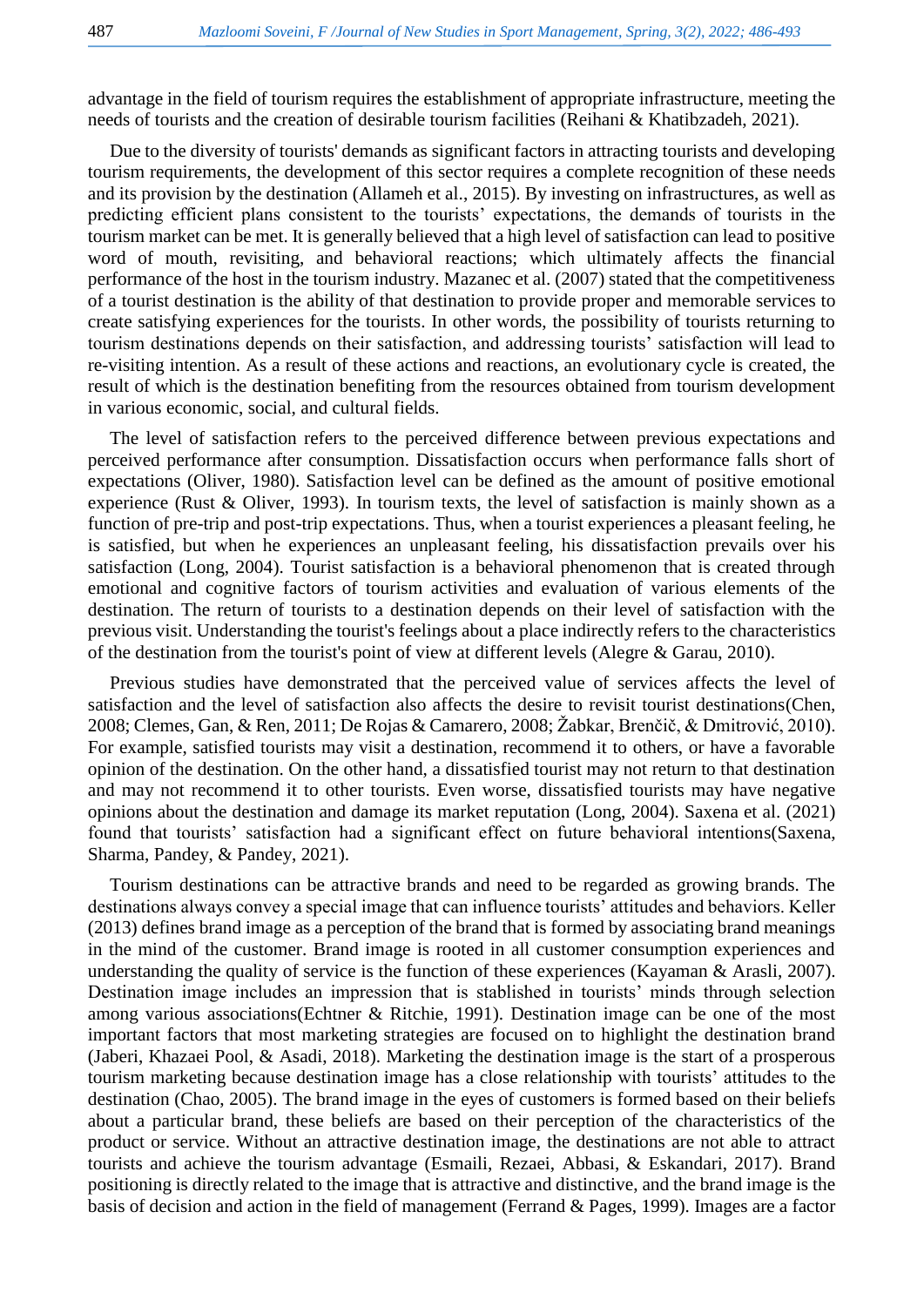advantage in the field of tourism requires the establishment of appropriate infrastructure, meeting the needs of tourists and the creation of desirable tourism facilities (Reihani & Khatibzadeh, 2021).

Due to the diversity of tourists' demands as significant factors in attracting tourists and developing tourism requirements, the development of this sector requires a complete recognition of these needs and its provision by the destination (Allameh et al., 2015). By investing on infrastructures, as well as predicting efficient plans consistent to the tourists' expectations, the demands of tourists in the tourism market can be met. It is generally believed that a high level of satisfaction can lead to positive word of mouth, revisiting, and behavioral reactions; which ultimately affects the financial performance of the host in the tourism industry. Mazanec et al. (2007) stated that the competitiveness of a tourist destination is the ability of that destination to provide proper and memorable services to create satisfying experiences for the tourists. In other words, the possibility of tourists returning to tourism destinations depends on their satisfaction, and addressing tourists' satisfaction will lead to re-visiting intention. As a result of these actions and reactions, an evolutionary cycle is created, the result of which is the destination benefiting from the resources obtained from tourism development in various economic, social, and cultural fields.

The level of satisfaction refers to the perceived difference between previous expectations and perceived performance after consumption. Dissatisfaction occurs when performance falls short of expectations (Oliver, 1980). Satisfaction level can be defined as the amount of positive emotional experience (Rust & Oliver, 1993). In tourism texts, the level of satisfaction is mainly shown as a function of pre-trip and post-trip expectations. Thus, when a tourist experiences a pleasant feeling, he is satisfied, but when he experiences an unpleasant feeling, his dissatisfaction prevails over his satisfaction (Long, 2004). Tourist satisfaction is a behavioral phenomenon that is created through emotional and cognitive factors of tourism activities and evaluation of various elements of the destination. The return of tourists to a destination depends on their level of satisfaction with the previous visit. Understanding the tourist's feelings about a place indirectly refers to the characteristics of the destination from the tourist's point of view at different levels (Alegre & Garau, 2010).

Previous studies have demonstrated that the perceived value of services affects the level of satisfaction and the level of satisfaction also affects the desire to revisit tourist destinations(Chen, 2008; Clemes, Gan, & Ren, 2011; De Rojas & Camarero, 2008; Žabkar, Brenčič, & Dmitrović, 2010). For example, satisfied tourists may visit a destination, recommend it to others, or have a favorable opinion of the destination. On the other hand, a dissatisfied tourist may not return to that destination and may not recommend it to other tourists. Even worse, dissatisfied tourists may have negative opinions about the destination and damage its market reputation (Long, 2004). Saxena et al. (2021) found that tourists' satisfaction had a significant effect on future behavioral intentions(Saxena, Sharma, Pandey, & Pandey, 2021).

Tourism destinations can be attractive brands and need to be regarded as growing brands. The destinations always convey a special image that can influence tourists' attitudes and behaviors. Keller (2013) defines brand image as a perception of the brand that is formed by associating brand meanings in the mind of the customer. Brand image is rooted in all customer consumption experiences and understanding the quality of service is the function of these experiences (Kayaman & Arasli, 2007). Destination image includes an impression that is stablished in tourists' minds through selection among various associations(Echtner & Ritchie, 1991). Destination image can be one of the most important factors that most marketing strategies are focused on to highlight the destination brand (Jaberi, Khazaei Pool, & Asadi, 2018). Marketing the destination image is the start of a prosperous tourism marketing because destination image has a close relationship with tourists' attitudes to the destination (Chao, 2005). The brand image in the eyes of customers is formed based on their beliefs about a particular brand, these beliefs are based on their perception of the characteristics of the product or service. Without an attractive destination image, the destinations are not able to attract tourists and achieve the tourism advantage (Esmaili, Rezaei, Abbasi, & Eskandari, 2017). Brand positioning is directly related to the image that is attractive and distinctive, and the brand image is the basis of decision and action in the field of management (Ferrand & Pages, 1999). Images are a factor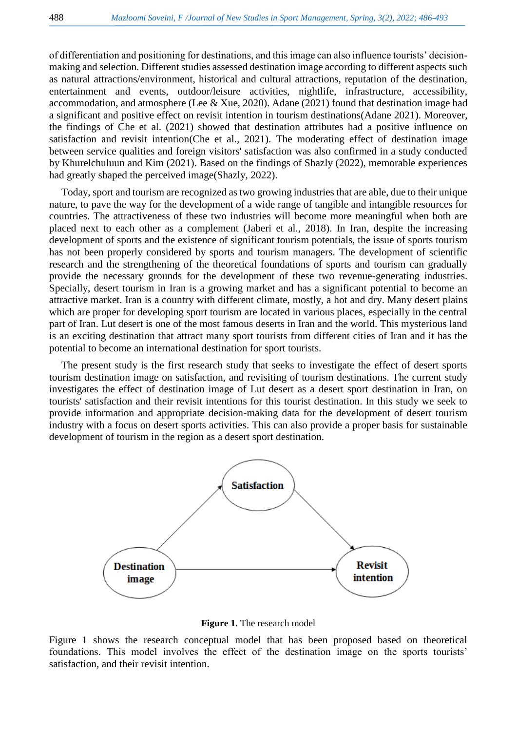of differentiation and positioning for destinations, and this image can also influence tourists' decision-making and selection. Different studies assessed destination image according to different aspects such as natural attractions/environment, historical and cultural attractions, reputation of the destination, entertainment and events, outdoor/leisure activities, nightlife, infrastructure, accessibility, accommodation, and atmosphere (Lee & Xue, 2020). Adane (2021) found that destination image had a significant and positive effect on revisit intention in tourism destinations(Adane 2021). Moreover, the findings of Che et al. (2021) showed that destination attributes had a positive influence on satisfaction and revisit intention(Che et al., 2021). The moderating effect of destination image between service qualities and foreign visitors' satisfaction was also confirmed in a study conducted by Khurelchuluun and Kim (2021). Based on the findings of Shazly (2022), memorable experiences had greatly shaped the perceived image(Shazly, 2022).

Today, sport and tourism are recognized as two growing industries that are able, due to their unique nature, to pave the way for the development of a wide range of tangible and intangible resources for countries. The attractiveness of these two industries will become more meaningful when both are placed next to each other as a complement (Jaberi et al., 2018). In Iran, despite the increasing development of sports and the existence of significant tourism potentials, the issue of sports tourism has not been properly considered by sports and tourism managers. The development of scientific research and the strengthening of the theoretical foundations of sports and tourism can gradually provide the necessary grounds for the development of these two revenue-generating industries. Specially, desert tourism in Iran is a growing market and has a significant potential to become an attractive market. Iran is a country with different climate, mostly, a hot and dry. Many desert plains which are proper for developing sport tourism are located in various places, especially in the central part of Iran. Lut desert is one of the most famous deserts in Iran and the world. This mysterious land is an exciting destination that attract many sport tourists from different cities of Iran and it has the potential to become an international destination for sport tourists.

The present study is the first research study that seeks to investigate the effect of desert sports tourism destination image on satisfaction, and revisiting of tourism destinations. The current study investigates the effect of destination image of Lut desert as a desert sport destination in Iran, on tourists' satisfaction and their revisit intentions for this tourist destination. In this study we seek to provide information and appropriate decision-making data for the development of desert tourism industry with a focus on desert sports activities. This can also provide a proper basis for sustainable development of tourism in the region as a desert sport destination.

**Figure 1.** The research model

Figure 1 shows the research conceptual model that has been proposed based on theoretical foundations. This model involves the effect of the destination image on the sports tourists' satisfaction, and their revisit intention.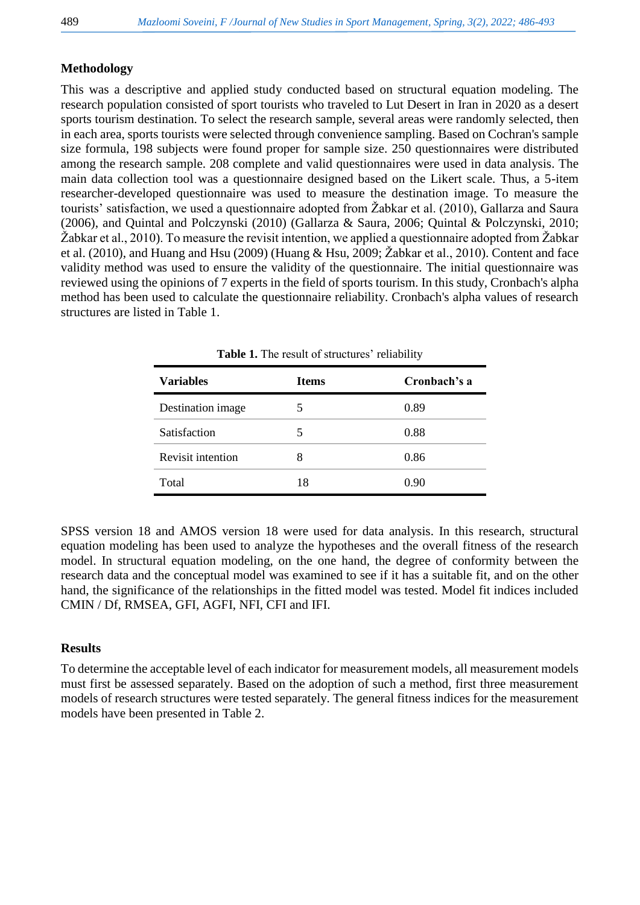## Methodology

This was a descriptive and applied study conducted based on structural equation modeling. The research population consisted of sport tourists who traveled to Lut Desert in Iran in 2020 as a desert sports tourism destination. To select the research sample, several areas were randomly selected, then in each area, sports tourists were selected through convenience sampling. Based on Cochran's sample size formula, 198 subjects were found proper for sample size. 250 questionnaires were distributed among the research sample. 208 complete and valid questionnaires were used in data analysis. The main data collection tool was a questionnaire designed based on the Likert scale. Thus, a 5-item researcher-developed questionnaire was used to measure the destination image. To measure the tourists' satisfaction, we used a questionnaire adopted from Žabkar et al. (2010), Gallarza and Saura (2006), and Quintal and Polczynski (2010) (Gallarza & Saura, 2006; Quintal & Polczynski, 2010; Žabkar et al., 2010). To measure the revisit intention, we applied a questionnaire adopted from Žabkar et al. (2010), and Huang and Hsu (2009) (Huang & Hsu, 2009; Žabkar et al., 2010). Content and face validity method was used to ensure the validity of the questionnaire. The initial questionnaire was reviewed using the opinions of 7 experts in the field of sports tourism. In this study, Cronbach's alpha method has been used to calculate the questionnaire reliability. Cronbach's alpha values of research structures are listed in Table 1.

**Table 1.** The result of structures' reliability

| Variables | Items | Cronbach's a |
|---|---|---|
| Destination image | 5 | 0.89 |
| Satisfaction | 5 | 0.88 |
| Revisit intention | 8 | 0.86 |
| Total | 18 | 0.90 |

SPSS version 18 and AMOS version 18 were used for data analysis. In this research, structural equation modeling has been used to analyze the hypotheses and the overall fitness of the research model. In structural equation modeling, on the one hand, the degree of conformity between the research data and the conceptual model was examined to see if it has a suitable fit, and on the other hand, the significance of the relationships in the fitted model was tested. Model fit indices included CMIN / Df, RMSEA, GFI, AGFI, NFI, CFI and IFI.

## Results

To determine the acceptable level of each indicator for measurement models, all measurement models must first be assessed separately. Based on the adoption of such a method, first three measurement models of research structures were tested separately. The general fitness indices for the measurement models have been presented in Table 2.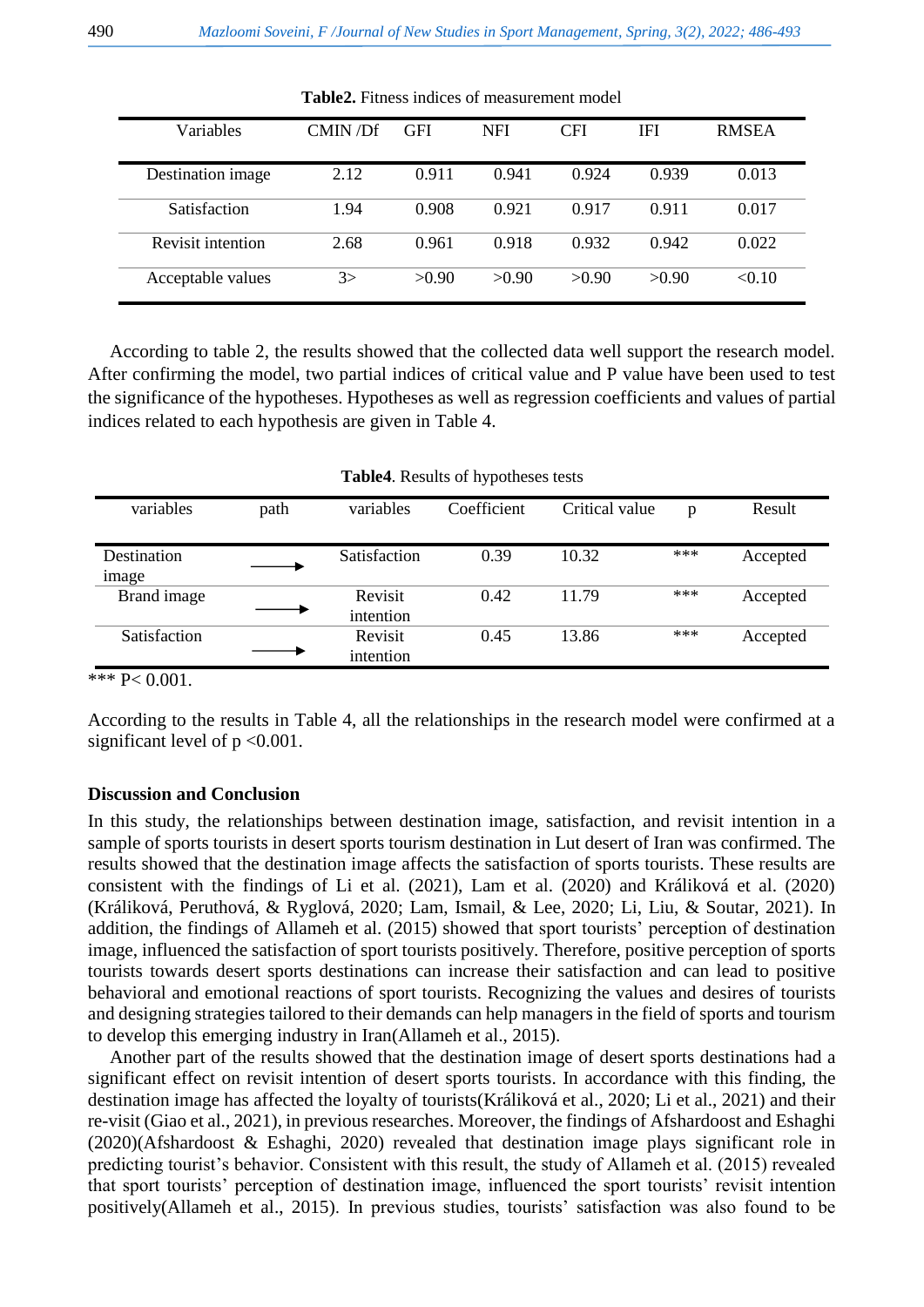**Table2.** Fitness indices of measurement model

| Variables | CMIN /Df | GFI | NFI | CFI | IFI | RMSEA |
|---|---|---|---|---|---|---|
| Destination image | 2.12 | 0.911 | 0.941 | 0.924 | 0.939 | 0.013 |
| Satisfaction | 1.94 | 0.908 | 0.921 | 0.917 | 0.911 | 0.017 |
| Revisit intention | 2.68 | 0.961 | 0.918 | 0.932 | 0.942 | 0.022 |
| Acceptable values | 3> | >0.90 | >0.90 | >0.90 | >0.90 | <0.10 |

According to table 2, the results showed that the collected data well support the research model. After confirming the model, two partial indices of critical value and P value have been used to test the significance of the hypotheses. Hypotheses as well as regression coefficients and values of partial indices related to each hypothesis are given in Table 4.

**Table4**. Results of hypotheses tests

| variables | path | variables | Coefficient | Critical value | p | Result |
|---|---|---|---|---|---|---|
| Destination image | ⟶ | Satisfaction | 0.39 | 10.32 | *** | Accepted |
| Brand image | ⟶ | Revisit intention | 0.42 | 11.79 | *** | Accepted |
| Satisfaction | ⟶ | Revisit intention | 0.45 | 13.86 | *** | Accepted |

*** P< 0.001.

According to the results in Table 4, all the relationships in the research model were confirmed at a significant level of p <0.001.

## Discussion and Conclusion

In this study, the relationships between destination image, satisfaction, and revisit intention in a sample of sports tourists in desert sports tourism destination in Lut desert of Iran was confirmed. The results showed that the destination image affects the satisfaction of sports tourists. These results are consistent with the findings of Li et al. (2021), Lam et al. (2020) and Králiková et al. (2020) (Králiková, Peruthová, & Ryglová, 2020; Lam, Ismail, & Lee, 2020; Li, Liu, & Soutar, 2021). In addition, the findings of Allameh et al. (2015) showed that sport tourists' perception of destination image, influenced the satisfaction of sport tourists positively. Therefore, positive perception of sports tourists towards desert sports destinations can increase their satisfaction and can lead to positive behavioral and emotional reactions of sport tourists. Recognizing the values and desires of tourists and designing strategies tailored to their demands can help managers in the field of sports and tourism to develop this emerging industry in Iran(Allameh et al., 2015).

Another part of the results showed that the destination image of desert sports destinations had a significant effect on revisit intention of desert sports tourists. In accordance with this finding, the destination image has affected the loyalty of tourists(Králiková et al., 2020; Li et al., 2021) and their re-visit (Giao et al., 2021), in previous researches. Moreover, the findings of Afshardoost and Eshaghi (2020)(Afshardoost & Eshaghi, 2020) revealed that destination image plays significant role in predicting tourist's behavior. Consistent with this result, the study of Allameh et al. (2015) revealed that sport tourists' perception of destination image, influenced the sport tourists' revisit intention positively(Allameh et al., 2015). In previous studies, tourists' satisfaction was also found to be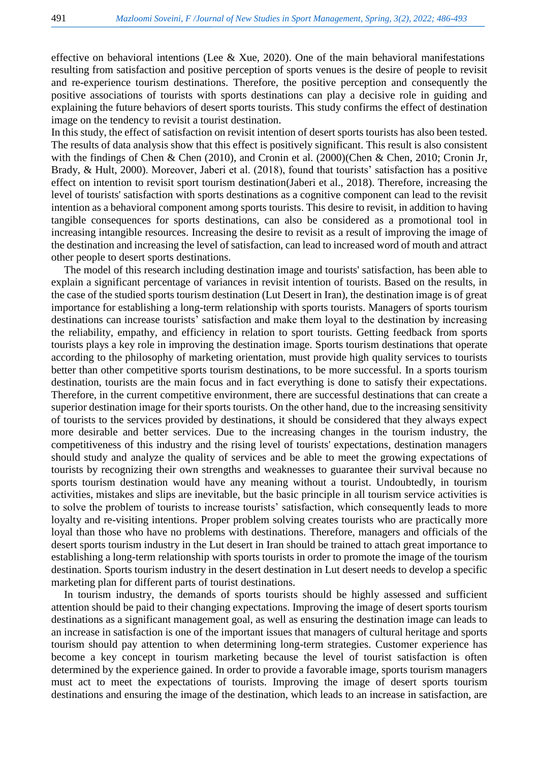effective on behavioral intentions (Lee & Xue, 2020). One of the main behavioral manifestations resulting from satisfaction and positive perception of sports venues is the desire of people to revisit and re-experience tourism destinations. Therefore, the positive perception and consequently the positive associations of tourists with sports destinations can play a decisive role in guiding and explaining the future behaviors of desert sports tourists. This study confirms the effect of destination image on the tendency to revisit a tourist destination.

In this study, the effect of satisfaction on revisit intention of desert sports tourists has also been tested. The results of data analysis show that this effect is positively significant. This result is also consistent with the findings of Chen & Chen (2010), and Cronin et al. (2000)(Chen & Chen, 2010; Cronin Jr, Brady, & Hult, 2000). Moreover, Jaberi et al. (2018), found that tourists' satisfaction has a positive effect on intention to revisit sport tourism destination(Jaberi et al., 2018). Therefore, increasing the level of tourists' satisfaction with sports destinations as a cognitive component can lead to the revisit intention as a behavioral component among sports tourists. This desire to revisit, in addition to having tangible consequences for sports destinations, can also be considered as a promotional tool in increasing intangible resources. Increasing the desire to revisit as a result of improving the image of the destination and increasing the level of satisfaction, can lead to increased word of mouth and attract other people to desert sports destinations.

The model of this research including destination image and tourists' satisfaction, has been able to explain a significant percentage of variances in revisit intention of tourists. Based on the results, in the case of the studied sports tourism destination (Lut Desert in Iran), the destination image is of great importance for establishing a long-term relationship with sports tourists. Managers of sports tourism destinations can increase tourists' satisfaction and make them loyal to the destination by increasing the reliability, empathy, and efficiency in relation to sport tourists. Getting feedback from sports tourists plays a key role in improving the destination image. Sports tourism destinations that operate according to the philosophy of marketing orientation, must provide high quality services to tourists better than other competitive sports tourism destinations, to be more successful. In a sports tourism destination, tourists are the main focus and in fact everything is done to satisfy their expectations. Therefore, in the current competitive environment, there are successful destinations that can create a superior destination image for their sports tourists. On the other hand, due to the increasing sensitivity of tourists to the services provided by destinations, it should be considered that they always expect more desirable and better services. Due to the increasing changes in the tourism industry, the competitiveness of this industry and the rising level of tourists' expectations, destination managers should study and analyze the quality of services and be able to meet the growing expectations of tourists by recognizing their own strengths and weaknesses to guarantee their survival because no sports tourism destination would have any meaning without a tourist. Undoubtedly, in tourism activities, mistakes and slips are inevitable, but the basic principle in all tourism service activities is to solve the problem of tourists to increase tourists' satisfaction, which consequently leads to more loyalty and re-visiting intentions. Proper problem solving creates tourists who are practically more loyal than those who have no problems with destinations. Therefore, managers and officials of the desert sports tourism industry in the Lut desert in Iran should be trained to attach great importance to establishing a long-term relationship with sports tourists in order to promote the image of the tourism destination. Sports tourism industry in the desert destination in Lut desert needs to develop a specific marketing plan for different parts of tourist destinations.

In tourism industry, the demands of sports tourists should be highly assessed and sufficient attention should be paid to their changing expectations. Improving the image of desert sports tourism destinations as a significant management goal, as well as ensuring the destination image can leads to an increase in satisfaction is one of the important issues that managers of cultural heritage and sports tourism should pay attention to when determining long-term strategies. Customer experience has become a key concept in tourism marketing because the level of tourist satisfaction is often determined by the experience gained. In order to provide a favorable image, sports tourism managers must act to meet the expectations of tourists. Improving the image of desert sports tourism destinations and ensuring the image of the destination, which leads to an increase in satisfaction, are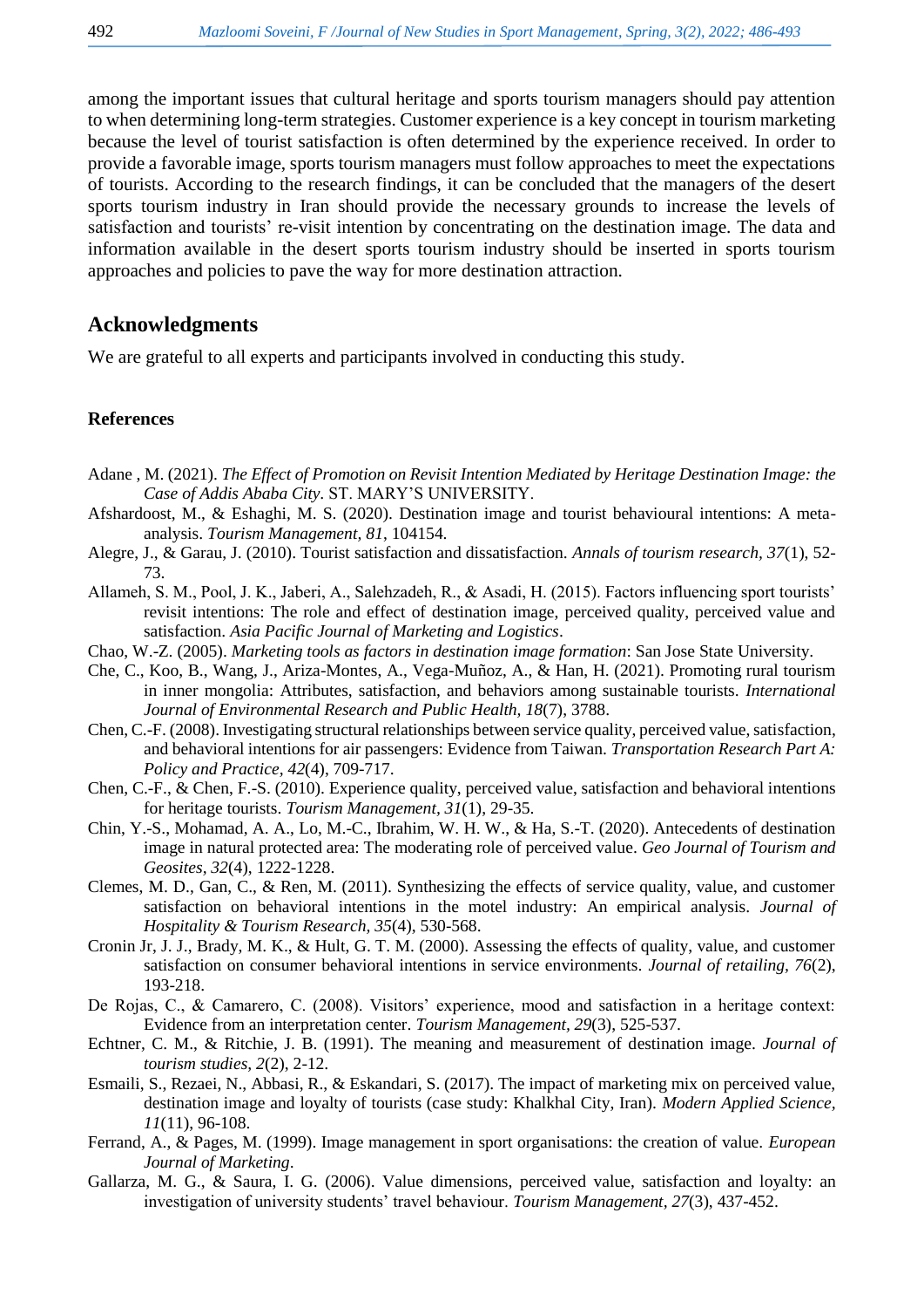among the important issues that cultural heritage and sports tourism managers should pay attention to when determining long-term strategies. Customer experience is a key concept in tourism marketing because the level of tourist satisfaction is often determined by the experience received. In order to provide a favorable image, sports tourism managers must follow approaches to meet the expectations of tourists. According to the research findings, it can be concluded that the managers of the desert sports tourism industry in Iran should provide the necessary grounds to increase the levels of satisfaction and tourists' re-visit intention by concentrating on the destination image. The data and information available in the desert sports tourism industry should be inserted in sports tourism approaches and policies to pave the way for more destination attraction.

## Acknowledgments

We are grateful to all experts and participants involved in conducting this study.

### References

Adane , M. (2021). *The Effect of Promotion on Revisit Intention Mediated by Heritage Destination Image: the Case of Addis Ababa City.* ST. MARY'S UNIVERSITY.

Afshardoost, M., & Eshaghi, M. S. (2020). Destination image and tourist behavioural intentions: A meta-analysis. *Tourism Management, 81*, 104154.

Alegre, J., & Garau, J. (2010). Tourist satisfaction and dissatisfaction. *Annals of tourism research, 37*(1), 52-73.

Allameh, S. M., Pool, J. K., Jaberi, A., Salehzadeh, R., & Asadi, H. (2015). Factors influencing sport tourists' revisit intentions: The role and effect of destination image, perceived quality, perceived value and satisfaction. *Asia Pacific Journal of Marketing and Logistics*.

Chao, W.-Z. (2005). *Marketing tools as factors in destination image formation*: San Jose State University.

Che, C., Koo, B., Wang, J., Ariza-Montes, A., Vega-Muñoz, A., & Han, H. (2021). Promoting rural tourism in inner mongolia: Attributes, satisfaction, and behaviors among sustainable tourists. *International Journal of Environmental Research and Public Health, 18*(7), 3788.

Chen, C.-F. (2008). Investigating structural relationships between service quality, perceived value, satisfaction, and behavioral intentions for air passengers: Evidence from Taiwan. *Transportation Research Part A: Policy and Practice, 42*(4), 709-717.

Chen, C.-F., & Chen, F.-S. (2010). Experience quality, perceived value, satisfaction and behavioral intentions for heritage tourists. *Tourism Management, 31*(1), 29-35.

Chin, Y.-S., Mohamad, A. A., Lo, M.-C., Ibrahim, W. H. W., & Ha, S.-T. (2020). Antecedents of destination image in natural protected area: The moderating role of perceived value. *Geo Journal of Tourism and Geosites, 32*(4), 1222-1228.

Clemes, M. D., Gan, C., & Ren, M. (2011). Synthesizing the effects of service quality, value, and customer satisfaction on behavioral intentions in the motel industry: An empirical analysis. *Journal of Hospitality & Tourism Research, 35*(4), 530-568.

Cronin Jr, J. J., Brady, M. K., & Hult, G. T. M. (2000). Assessing the effects of quality, value, and customer satisfaction on consumer behavioral intentions in service environments. *Journal of retailing, 76*(2), 193-218.

De Rojas, C., & Camarero, C. (2008). Visitors' experience, mood and satisfaction in a heritage context: Evidence from an interpretation center. *Tourism Management, 29*(3), 525-537.

Echtner, C. M., & Ritchie, J. B. (1991). The meaning and measurement of destination image. *Journal of tourism studies, 2*(2), 2-12.

Esmaili, S., Rezaei, N., Abbasi, R., & Eskandari, S. (2017). The impact of marketing mix on perceived value, destination image and loyalty of tourists (case study: Khalkhal City, Iran). *Modern Applied Science, 11*(11), 96-108.

Ferrand, A., & Pages, M. (1999). Image management in sport organisations: the creation of value. *European Journal of Marketing*.

Gallarza, M. G., & Saura, I. G. (2006). Value dimensions, perceived value, satisfaction and loyalty: an investigation of university students' travel behaviour. *Tourism Management, 27*(3), 437-452.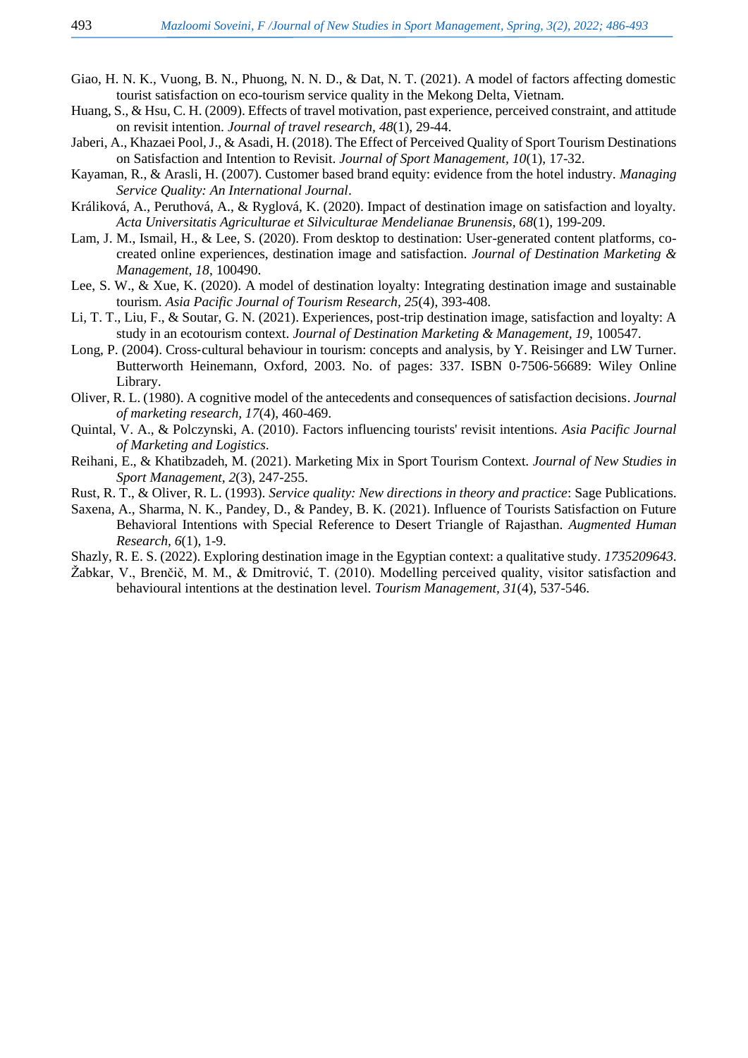Giao, H. N. K., Vuong, B. N., Phuong, N. N. D., & Dat, N. T. (2021). A model of factors affecting domestic tourist satisfaction on eco-tourism service quality in the Mekong Delta, Vietnam.

Huang, S., & Hsu, C. H. (2009). Effects of travel motivation, past experience, perceived constraint, and attitude on revisit intention. *Journal of travel research, 48*(1), 29-44.

Jaberi, A., Khazaei Pool, J., & Asadi, H. (2018). The Effect of Perceived Quality of Sport Tourism Destinations on Satisfaction and Intention to Revisit. *Journal of Sport Management, 10*(1), 17-32.

Kayaman, R., & Arasli, H. (2007). Customer based brand equity: evidence from the hotel industry. *Managing Service Quality: An International Journal*.

Králiková, A., Peruthová, A., & Ryglová, K. (2020). Impact of destination image on satisfaction and loyalty. *Acta Universitatis Agriculturae et Silviculturae Mendelianae Brunensis, 68*(1), 199-209.

Lam, J. M., Ismail, H., & Lee, S. (2020). From desktop to destination: User-generated content platforms, co-created online experiences, destination image and satisfaction. *Journal of Destination Marketing & Management, 18*, 100490.

Lee, S. W., & Xue, K. (2020). A model of destination loyalty: Integrating destination image and sustainable tourism. *Asia Pacific Journal of Tourism Research, 25*(4), 393-408.

Li, T. T., Liu, F., & Soutar, G. N. (2021). Experiences, post-trip destination image, satisfaction and loyalty: A study in an ecotourism context. *Journal of Destination Marketing & Management, 19*, 100547.

Long, P. (2004). Cross‐cultural behaviour in tourism: concepts and analysis, by Y. Reisinger and LW Turner. Butterworth Heinemann, Oxford, 2003. No. of pages: 337. ISBN 0‐7506‐56689: Wiley Online Library.

Oliver, R. L. (1980). A cognitive model of the antecedents and consequences of satisfaction decisions. *Journal of marketing research, 17*(4), 460-469.

Quintal, V. A., & Polczynski, A. (2010). Factors influencing tourists' revisit intentions. *Asia Pacific Journal of Marketing and Logistics*.

Reihani, E., & Khatibzadeh, M. (2021). Marketing Mix in Sport Tourism Context. *Journal of New Studies in Sport Management, 2*(3), 247-255.

Rust, R. T., & Oliver, R. L. (1993). *Service quality: New directions in theory and practice*: Sage Publications.

Saxena, A., Sharma, N. K., Pandey, D., & Pandey, B. K. (2021). Influence of Tourists Satisfaction on Future Behavioral Intentions with Special Reference to Desert Triangle of Rajasthan. *Augmented Human Research, 6*(1), 1-9.

Shazly, R. E. S. (2022). Exploring destination image in the Egyptian context: a qualitative study. *1735209643*.

Žabkar, V., Brenčič, M. M., & Dmitrović, T. (2010). Modelling perceived quality, visitor satisfaction and behavioural intentions at the destination level. *Tourism Management, 31*(4), 537-546.